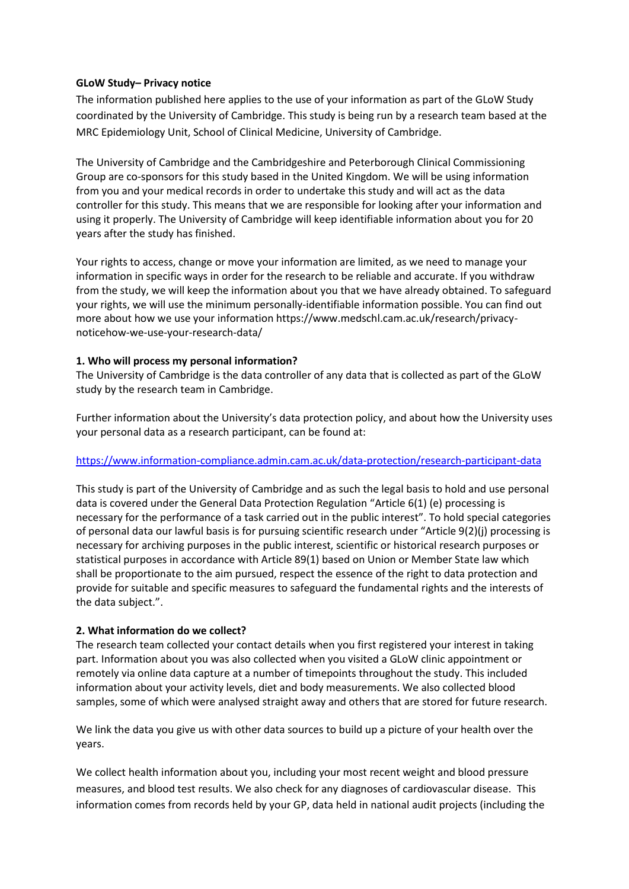**GLoW Study– Privacy notice**

The information published here applies to the use of your information as part of the GLoW Study coordinated by the University of Cambridge. This study is being run by a research team based at the MRC Epidemiology Unit, School of Clinical Medicine, University of Cambridge.

The University of Cambridge and the Cambridgeshire and Peterborough Clinical Commissioning Group are co-sponsors for this study based in the United Kingdom. We will be using information from you and your medical records in order to undertake this study and will act as the data controller for this study. This means that we are responsible for looking after your information and using it properly. The University of Cambridge will keep identifiable information about you for 20 years after the study has finished.

Your rights to access, change or move your information are limited, as we need to manage your information in specific ways in order for the research to be reliable and accurate. If you withdraw from the study, we will keep the information about you that we have already obtained. To safeguard your rights, we will use the minimum personally-identifiable information possible. You can find out more about how we use your information https://www.medschl.cam.ac.uk/research/privacy-noticehow-we-use-your-research-data/

**1. Who will process my personal information?**

The University of Cambridge is the data controller of any data that is collected as part of the GLoW study by the research team in Cambridge.

Further information about the University's data protection policy, and about how the University uses your personal data as a research participant, can be found at:

https://www.information-compliance.admin.cam.ac.uk/data-protection/research-participant-data

This study is part of the University of Cambridge and as such the legal basis to hold and use personal data is covered under the General Data Protection Regulation "Article 6(1) (e) processing is necessary for the performance of a task carried out in the public interest". To hold special categories of personal data our lawful basis is for pursuing scientific research under "Article 9(2)(j) processing is necessary for archiving purposes in the public interest, scientific or historical research purposes or statistical purposes in accordance with Article 89(1) based on Union or Member State law which shall be proportionate to the aim pursued, respect the essence of the right to data protection and provide for suitable and specific measures to safeguard the fundamental rights and the interests of the data subject.".

**2. What information do we collect?**

The research team collected your contact details when you first registered your interest in taking part. Information about you was also collected when you visited a GLoW clinic appointment or remotely via online data capture at a number of timepoints throughout the study. This included information about your activity levels, diet and body measurements. We also collected blood samples, some of which were analysed straight away and others that are stored for future research.

We link the data you give us with other data sources to build up a picture of your health over the years.

We collect health information about you, including your most recent weight and blood pressure measures, and blood test results. We also check for any diagnoses of cardiovascular disease. This information comes from records held by your GP, data held in national audit projects (including the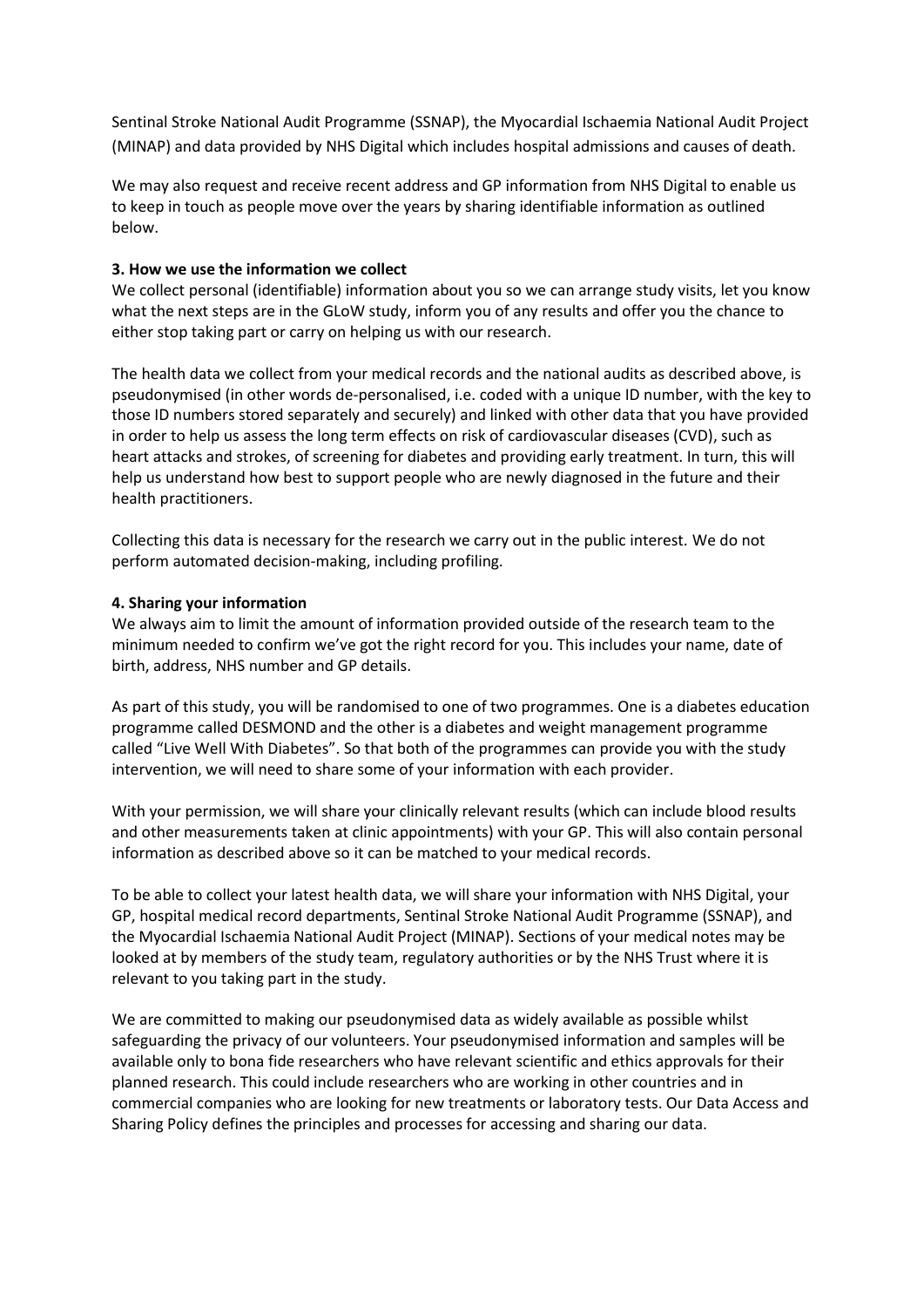Sentinal Stroke National Audit Programme (SSNAP), the Myocardial Ischaemia National Audit Project (MINAP) and data provided by NHS Digital which includes hospital admissions and causes of death.

We may also request and receive recent address and GP information from NHS Digital to enable us to keep in touch as people move over the years by sharing identifiable information as outlined below.

**3. How we use the information we collect**

We collect personal (identifiable) information about you so we can arrange study visits, let you know what the next steps are in the GLoW study, inform you of any results and offer you the chance to either stop taking part or carry on helping us with our research.

The health data we collect from your medical records and the national audits as described above, is pseudonymised (in other words de-personalised, i.e. coded with a unique ID number, with the key to those ID numbers stored separately and securely) and linked with other data that you have provided in order to help us assess the long term effects on risk of cardiovascular diseases (CVD), such as heart attacks and strokes, of screening for diabetes and providing early treatment. In turn, this will help us understand how best to support people who are newly diagnosed in the future and their health practitioners.

Collecting this data is necessary for the research we carry out in the public interest. We do not perform automated decision-making, including profiling.

**4. Sharing your information**

We always aim to limit the amount of information provided outside of the research team to the minimum needed to confirm we've got the right record for you. This includes your name, date of birth, address, NHS number and GP details.

As part of this study, you will be randomised to one of two programmes. One is a diabetes education programme called DESMOND and the other is a diabetes and weight management programme called "Live Well With Diabetes". So that both of the programmes can provide you with the study intervention, we will need to share some of your information with each provider.

With your permission, we will share your clinically relevant results (which can include blood results and other measurements taken at clinic appointments) with your GP. This will also contain personal information as described above so it can be matched to your medical records.

To be able to collect your latest health data, we will share your information with NHS Digital, your GP, hospital medical record departments, Sentinal Stroke National Audit Programme (SSNAP), and the Myocardial Ischaemia National Audit Project (MINAP). Sections of your medical notes may be looked at by members of the study team, regulatory authorities or by the NHS Trust where it is relevant to you taking part in the study.

We are committed to making our pseudonymised data as widely available as possible whilst safeguarding the privacy of our volunteers. Your pseudonymised information and samples will be available only to bona fide researchers who have relevant scientific and ethics approvals for their planned research. This could include researchers who are working in other countries and in commercial companies who are looking for new treatments or laboratory tests. Our Data Access and Sharing Policy defines the principles and processes for accessing and sharing our data.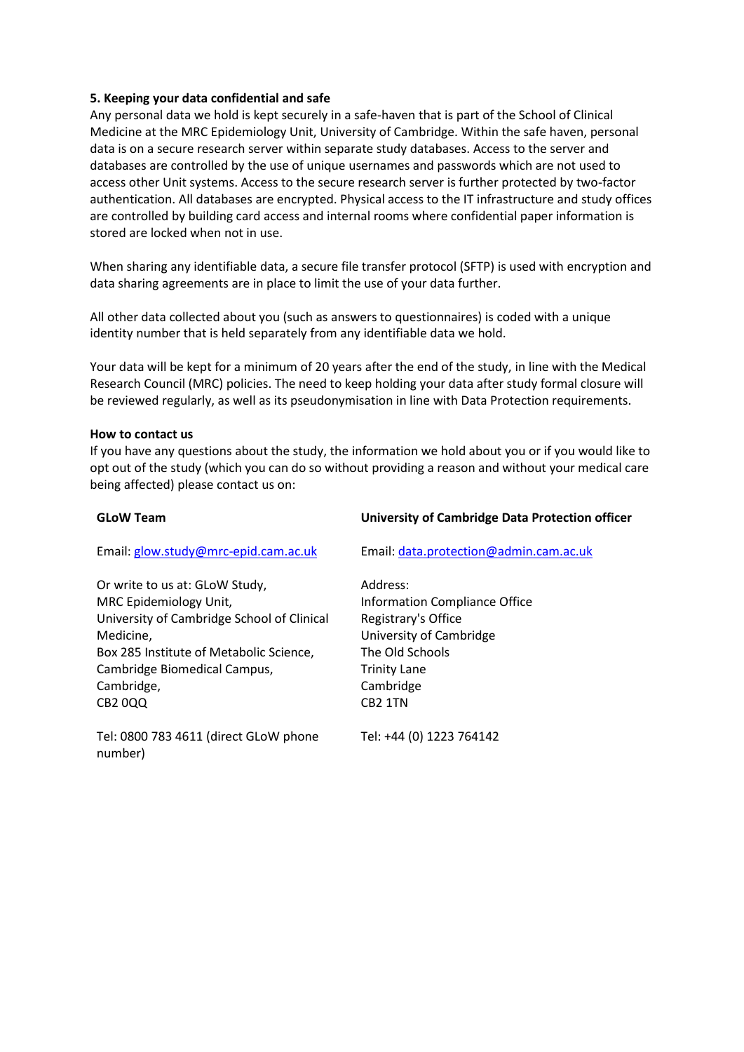**5. Keeping your data confidential and safe**

Any personal data we hold is kept securely in a safe-haven that is part of the School of Clinical Medicine at the MRC Epidemiology Unit, University of Cambridge. Within the safe haven, personal data is on a secure research server within separate study databases. Access to the server and databases are controlled by the use of unique usernames and passwords which are not used to access other Unit systems. Access to the secure research server is further protected by two-factor authentication. All databases are encrypted. Physical access to the IT infrastructure and study offices are controlled by building card access and internal rooms where confidential paper information is stored are locked when not in use.

When sharing any identifiable data, a secure file transfer protocol (SFTP) is used with encryption and data sharing agreements are in place to limit the use of your data further.

All other data collected about you (such as answers to questionnaires) is coded with a unique identity number that is held separately from any identifiable data we hold.

Your data will be kept for a minimum of 20 years after the end of the study, in line with the Medical Research Council (MRC) policies. The need to keep holding your data after study formal closure will be reviewed regularly, as well as its pseudonymisation in line with Data Protection requirements.

**How to contact us**

If you have any questions about the study, the information we hold about you or if you would like to opt out of the study (which you can do so without providing a reason and without your medical care being affected) please contact us on:

**GLoW Team**

Email: glow.study@mrc-epid.cam.ac.uk

Or write to us at: GLoW Study,
MRC Epidemiology Unit,
University of Cambridge School of Clinical Medicine,
Box 285 Institute of Metabolic Science,
Cambridge Biomedical Campus,
Cambridge,
CB2 0QQ

Tel: 0800 783 4611 (direct GLoW phone number)

**University of Cambridge Data Protection officer**

Email: data.protection@admin.cam.ac.uk

Address:
Information Compliance Office
Registrary's Office
University of Cambridge
The Old Schools
Trinity Lane
Cambridge
CB2 1TN

Tel: +44 (0) 1223 764142